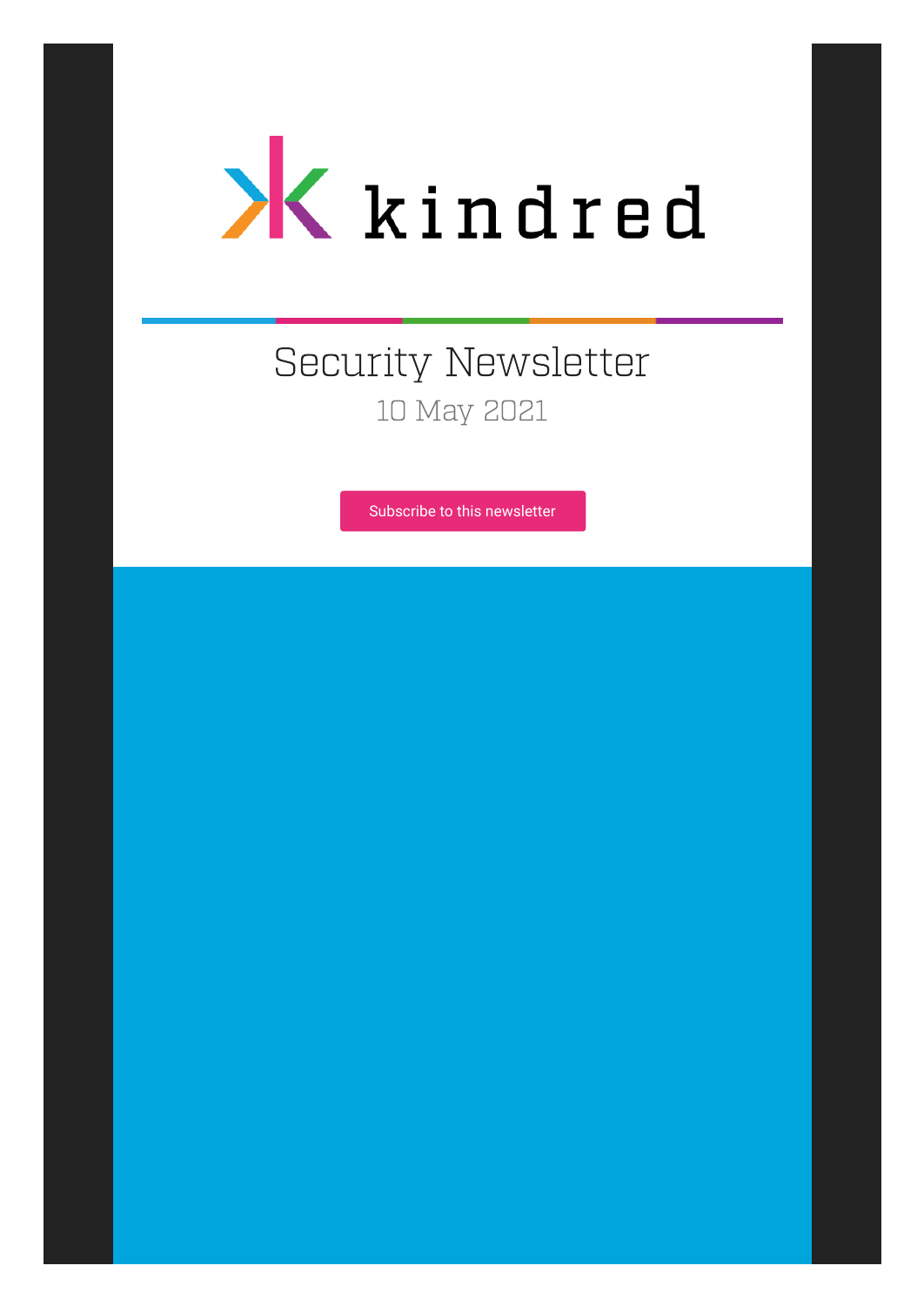kindred

# Security Newsletter

10 May 2021

Subscribe to this newsletter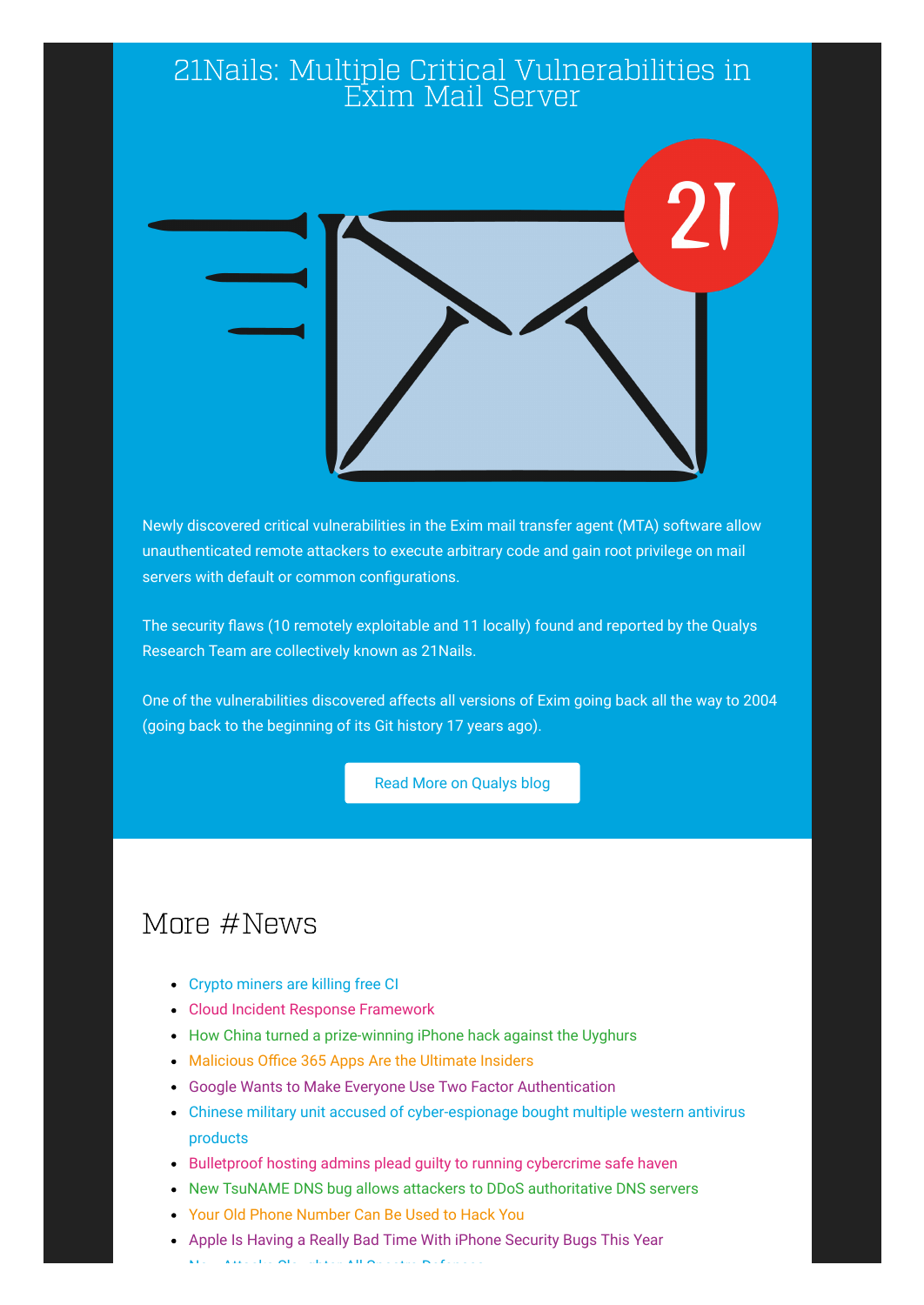# 21Nails: Multiple Critical Vulnerabilities in Exim Mail Server

Newly discovered critical vulnerabilities in the Exim mail transfer agent (MTA) software allow unauthenticated remote attackers to execute arbitrary code and gain root privilege on mail servers with default or common configurations.

The security flaws (10 remotely exploitable and 11 locally) found and reported by the Qualys Research Team are collectively known as 21Nails.

One of the vulnerabilities discovered affects all versions of Exim going back all the way to 2004 (going back to the beginning of its Git history 17 years ago).

Read More on Qualys blog

## More #News

- Crypto miners are killing free CI
- Cloud Incident Response Framework
- How China turned a prize-winning iPhone hack against the Uyghurs
- Malicious Office 365 Apps Are the Ultimate Insiders
- Google Wants to Make Everyone Use Two Factor Authentication
- Chinese military unit accused of cyber-espionage bought multiple western antivirus products
- Bulletproof hosting admins plead guilty to running cybercrime safe haven
- New TsuNAME DNS bug allows attackers to DDoS authoritative DNS servers
- Your Old Phone Number Can Be Used to Hack You
- Apple Is Having a Really Bad Time With iPhone Security Bugs This Year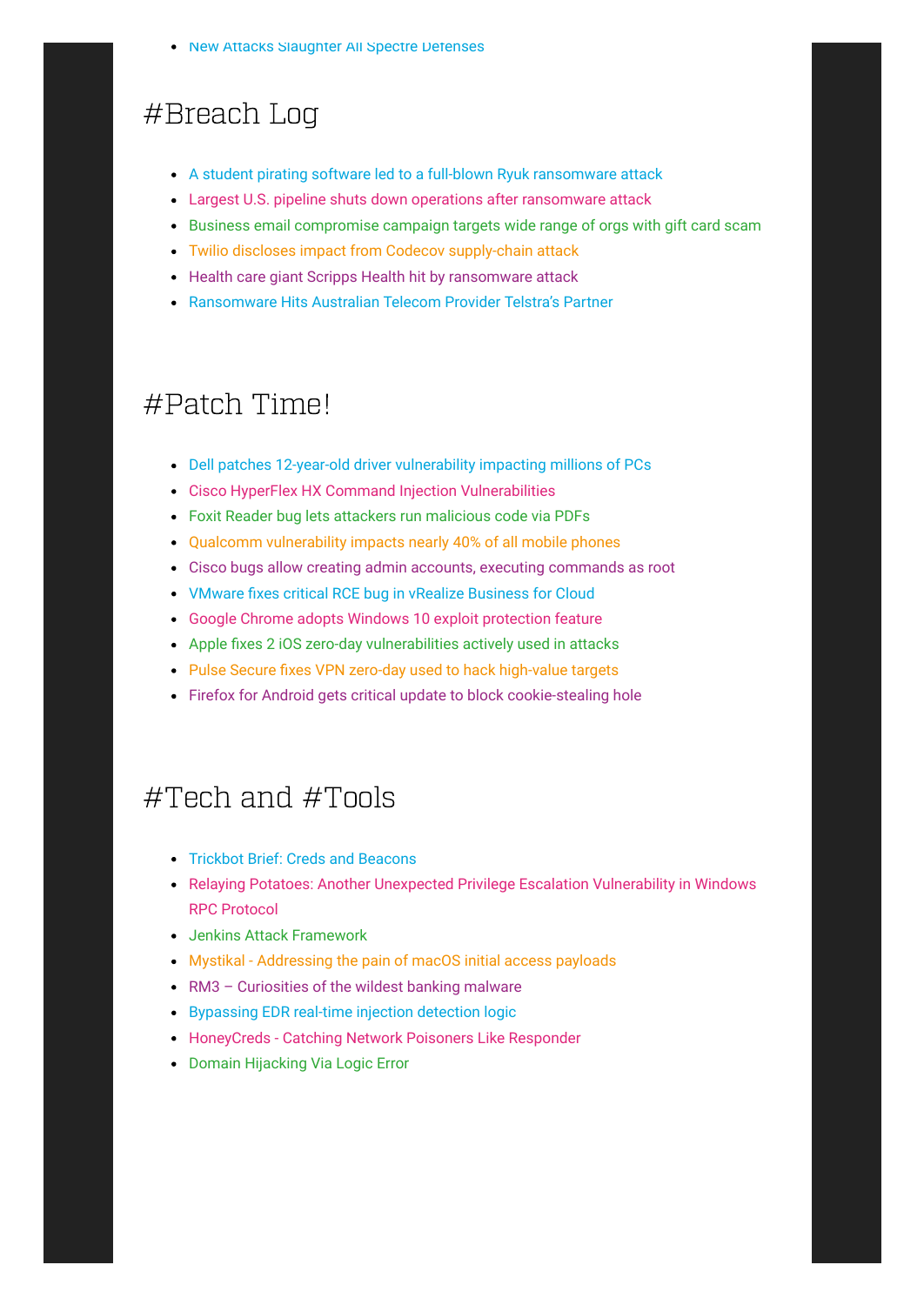- New Attacks Slaughter All Spectre Defenses

# #Breach Log

- A student pirating software led to a full-blown Ryuk ransomware attack
- Largest U.S. pipeline shuts down operations after ransomware attack
- Business email compromise campaign targets wide range of orgs with gift card scam
- Twilio discloses impact from Codecov supply-chain attack
- Health care giant Scripps Health hit by ransomware attack
- Ransomware Hits Australian Telecom Provider Telstra's Partner

# #Patch Time!

- Dell patches 12-year-old driver vulnerability impacting millions of PCs
- Cisco HyperFlex HX Command Injection Vulnerabilities
- Foxit Reader bug lets attackers run malicious code via PDFs
- Qualcomm vulnerability impacts nearly 40% of all mobile phones
- Cisco bugs allow creating admin accounts, executing commands as root
- VMware fixes critical RCE bug in vRealize Business for Cloud
- Google Chrome adopts Windows 10 exploit protection feature
- Apple fixes 2 iOS zero-day vulnerabilities actively used in attacks
- Pulse Secure fixes VPN zero-day used to hack high-value targets
- Firefox for Android gets critical update to block cookie-stealing hole

# #Tech and #Tools

- Trickbot Brief: Creds and Beacons
- Relaying Potatoes: Another Unexpected Privilege Escalation Vulnerability in Windows RPC Protocol
- Jenkins Attack Framework
- Mystikal - Addressing the pain of macOS initial access payloads
- RM3 – Curiosities of the wildest banking malware
- Bypassing EDR real-time injection detection logic
- HoneyCreds - Catching Network Poisoners Like Responder
- Domain Hijacking Via Logic Error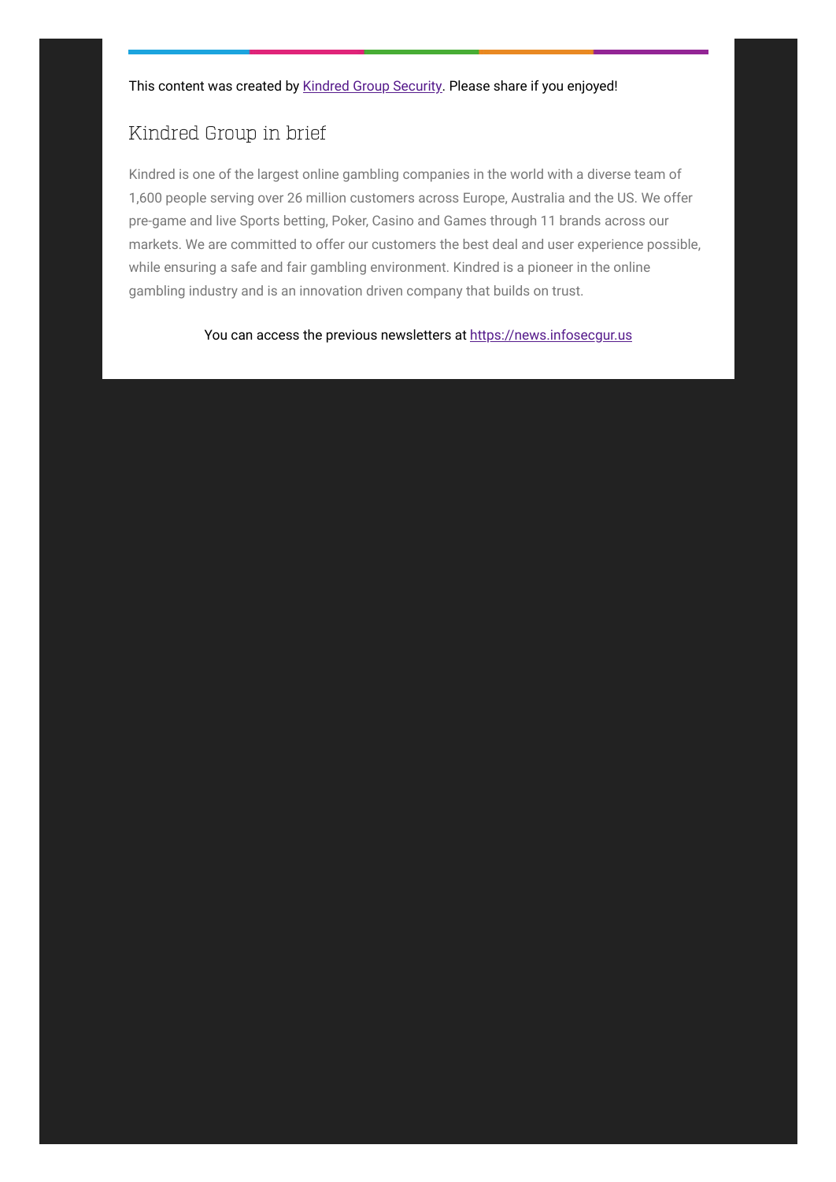This content was created by [Kindred Group Security](). Please share if you enjoyed!

## Kindred Group in brief

Kindred is one of the largest online gambling companies in the world with a diverse team of 1,600 people serving over 26 million customers across Europe, Australia and the US. We offer pre-game and live Sports betting, Poker, Casino and Games through 11 brands across our markets. We are committed to offer our customers the best deal and user experience possible, while ensuring a safe and fair gambling environment. Kindred is a pioneer in the online gambling industry and is an innovation driven company that builds on trust.

You can access the previous newsletters at [https://news.infosecgur.us](https://news.infosecgur.us)